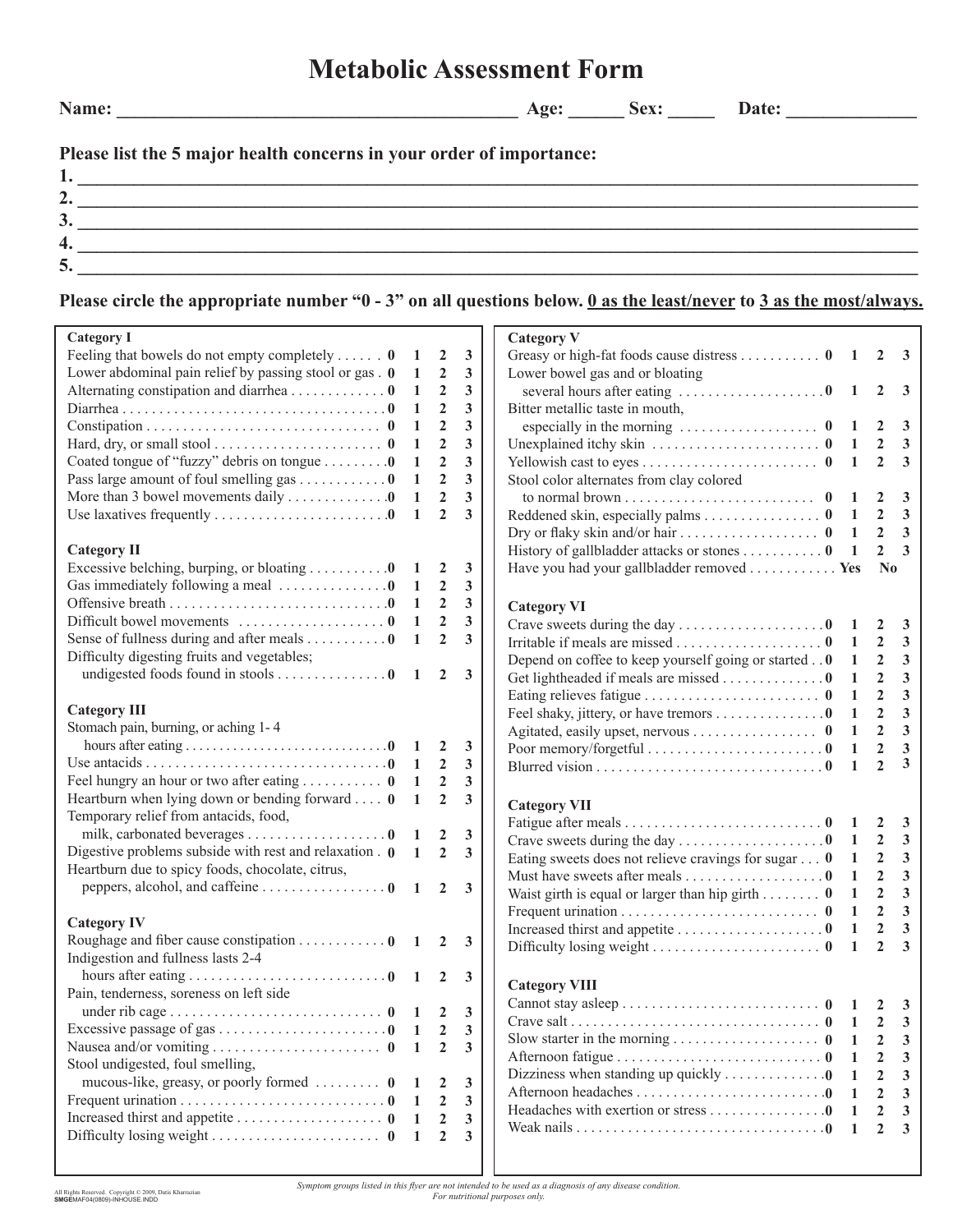# Metabolic Assessment Form

**Name:** ____________________________________________ **Age:** ______ **Sex:** _____ **Date:** ______________

**Please list the 5 major health concerns in your order of importance:**

**1.** ______________________________________________________________________________

**2.** ______________________________________________________________________________

**3.** ______________________________________________________________________________

**4.** ______________________________________________________________________________

**5.** ______________________________________________________________________________

**Please circle the appropriate number "0 - 3" on all questions below. <u>0 as the least/never</u> to <u>3 as the most/always.</u>**

### Category I

| Symptom | | | | |
|---|---|---|---|---|
| Feeling that bowels do not empty completely | 0 | 1 | 2 | 3 |
| Lower abdominal pain relief by passing stool or gas | 0 | 1 | 2 | 3 |
| Alternating constipation and diarrhea | 0 | 1 | 2 | 3 |
| Diarrhea | 0 | 1 | 2 | 3 |
| Constipation | 0 | 1 | 2 | 3 |
| Hard, dry, or small stool | 0 | 1 | 2 | 3 |
| Coated tongue of "fuzzy" debris on tongue | 0 | 1 | 2 | 3 |
| Pass large amount of foul smelling gas | 0 | 1 | 2 | 3 |
| More than 3 bowel movements daily | 0 | 1 | 2 | 3 |
| Use laxatives frequently | 0 | 1 | 2 | 3 |

### Category II

| Symptom | | | | |
|---|---|---|---|---|
| Excessive belching, burping, or bloating | 0 | 1 | 2 | 3 |
| Gas immediately following a meal | 0 | 1 | 2 | 3 |
| Offensive breath | 0 | 1 | 2 | 3 |
| Difficult bowel movements | 0 | 1 | 2 | 3 |
| Sense of fullness during and after meals | 0 | 1 | 2 | 3 |
| Difficulty digesting fruits and vegetables; undigested foods found in stools | 0 | 1 | 2 | 3 |

### Category III

| Symptom | | | | |
|---|---|---|---|---|
| Stomach pain, burning, or aching 1- 4 hours after eating | 0 | 1 | 2 | 3 |
| Use antacids | 0 | 1 | 2 | 3 |
| Feel hungry an hour or two after eating | 0 | 1 | 2 | 3 |
| Heartburn when lying down or bending forward | 0 | 1 | 2 | 3 |
| Temporary relief from antacids, food, milk, carbonated beverages | 0 | 1 | 2 | 3 |
| Digestive problems subside with rest and relaxation | 0 | 1 | 2 | 3 |
| Heartburn due to spicy foods, chocolate, citrus, peppers, alcohol, and caffeine | 0 | 1 | 2 | 3 |

### Category IV

| Symptom | | | | |
|---|---|---|---|---|
| Roughage and fiber cause constipation | 0 | 1 | 2 | 3 |
| Indigestion and fullness lasts 2-4 hours after eating | 0 | 1 | 2 | 3 |
| Pain, tenderness, soreness on left side under rib cage | 0 | 1 | 2 | 3 |
| Excessive passage of gas | 0 | 1 | 2 | 3 |
| Nausea and/or vomiting | 0 | 1 | 2 | 3 |
| Stool undigested, foul smelling, mucous-like, greasy, or poorly formed | 0 | 1 | 2 | 3 |
| Frequent urination | 0 | 1 | 2 | 3 |
| Increased thirst and appetite | 0 | 1 | 2 | 3 |
| Difficulty losing weight | 0 | 1 | 2 | 3 |

### Category V

| Symptom | | | | |
|---|---|---|---|---|
| Greasy or high-fat foods cause distress | 0 | 1 | 2 | 3 |
| Lower bowel gas and or bloating several hours after eating | 0 | 1 | 2 | 3 |
| Bitter metallic taste in mouth, especially in the morning | 0 | 1 | 2 | 3 |
| Unexplained itchy skin | 0 | 1 | 2 | 3 |
| Yellowish cast to eyes | 0 | 1 | 2 | 3 |
| Stool color alternates from clay colored to normal brown | 0 | 1 | 2 | 3 |
| Reddened skin, especially palms | 0 | 1 | 2 | 3 |
| Dry or flaky skin and/or hair | 0 | 1 | 2 | 3 |
| History of gallbladder attacks or stones | 0 | 1 | 2 | 3 |
| Have you had your gallbladder removed | Yes | No | | |

### Category VI

| Symptom | | | | |
|---|---|---|---|---|
| Crave sweets during the day | 0 | 1 | 2 | 3 |
| Irritable if meals are missed | 0 | 1 | 2 | 3 |
| Depend on coffee to keep yourself going or started | 0 | 1 | 2 | 3 |
| Get lightheaded if meals are missed | 0 | 1 | 2 | 3 |
| Eating relieves fatigue | 0 | 1 | 2 | 3 |
| Feel shaky, jittery, or have tremors | 0 | 1 | 2 | 3 |
| Agitated, easily upset, nervous | 0 | 1 | 2 | 3 |
| Poor memory/forgetful | 0 | 1 | 2 | 3 |
| Blurred vision | 0 | 1 | 2 | 3 |

### Category VII

| Symptom | | | | |
|---|---|---|---|---|
| Fatigue after meals | 0 | 1 | 2 | 3 |
| Crave sweets during the day | 0 | 1 | 2 | 3 |
| Eating sweets does not relieve cravings for sugar | 0 | 1 | 2 | 3 |
| Must have sweets after meals | 0 | 1 | 2 | 3 |
| Waist girth is equal or larger than hip girth | 0 | 1 | 2 | 3 |
| Frequent urination | 0 | 1 | 2 | 3 |
| Increased thirst and appetite | 0 | 1 | 2 | 3 |
| Difficulty losing weight | 0 | 1 | 2 | 3 |

### Category VIII

| Symptom | | | | |
|---|---|---|---|---|
| Cannot stay asleep | 0 | 1 | 2 | 3 |
| Crave salt | 0 | 1 | 2 | 3 |
| Slow starter in the morning | 0 | 1 | 2 | 3 |
| Afternoon fatigue | 0 | 1 | 2 | 3 |
| Dizziness when standing up quickly | 0 | 1 | 2 | 3 |
| Afternoon headaches | 0 | 1 | 2 | 3 |
| Headaches with exertion or stress | 0 | 1 | 2 | 3 |
| Weak nails | 0 | 1 | 2 | 3 |

All Rights Reserved. Copyright © 2009, Datis Kharrazian
SMGEMAF04(0809)-INHOUSE.INDD

*Symptom groups listed in this flyer are not intended to be used as a diagnosis of any disease condition. For nutritional purposes only.*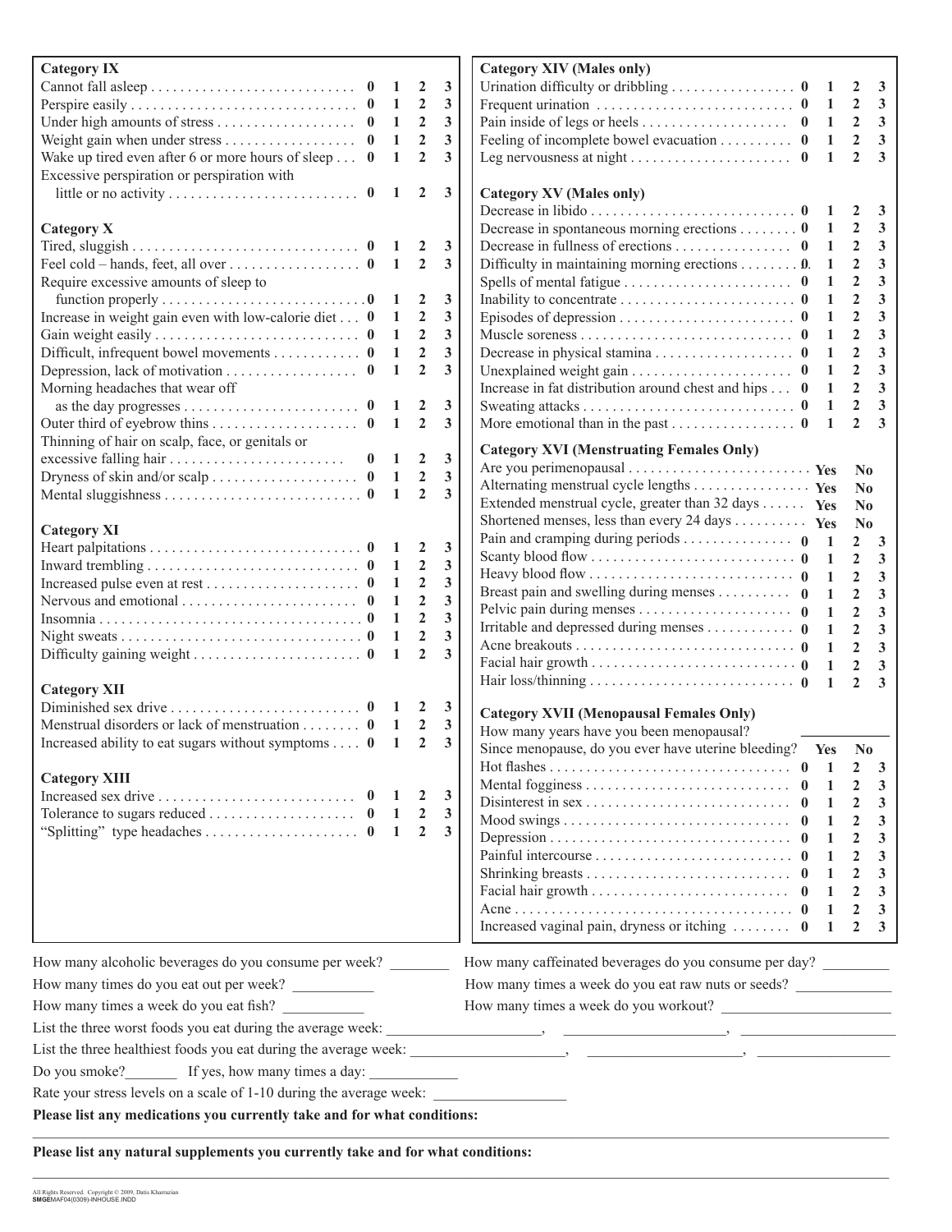### Category IX

| | | | | |
|---|---|---|---|---|
| Cannot fall asleep | 0 | 1 | 2 | 3 |
| Perspire easily | 0 | 1 | 2 | 3 |
| Under high amounts of stress | 0 | 1 | 2 | 3 |
| Weight gain when under stress | 0 | 1 | 2 | 3 |
| Wake up tired even after 6 or more hours of sleep | 0 | 1 | 2 | 3 |
| Excessive perspiration or perspiration with little or no activity | 0 | 1 | 2 | 3 |

### Category X

| | | | | |
|---|---|---|---|---|
| Tired, sluggish | 0 | 1 | 2 | 3 |
| Feel cold – hands, feet, all over | 0 | 1 | 2 | 3 |
| Require excessive amounts of sleep to function properly | 0 | 1 | 2 | 3 |
| Increase in weight gain even with low-calorie diet | 0 | 1 | 2 | 3 |
| Gain weight easily | 0 | 1 | 2 | 3 |
| Difficult, infrequent bowel movements | 0 | 1 | 2 | 3 |
| Depression, lack of motivation | 0 | 1 | 2 | 3 |
| Morning headaches that wear off as the day progresses | 0 | 1 | 2 | 3 |
| Outer third of eyebrow thins | 0 | 1 | 2 | 3 |
| Thinning of hair on scalp, face, or genitals or excessive falling hair | 0 | 1 | 2 | 3 |
| Dryness of skin and/or scalp | 0 | 1 | 2 | 3 |
| Mental sluggishness | 0 | 1 | 2 | 3 |

### Category XI

| | | | | |
|---|---|---|---|---|
| Heart palpitations | 0 | 1 | 2 | 3 |
| Inward trembling | 0 | 1 | 2 | 3 |
| Increased pulse even at rest | 0 | 1 | 2 | 3 |
| Nervous and emotional | 0 | 1 | 2 | 3 |
| Insomnia | 0 | 1 | 2 | 3 |
| Night sweats | 0 | 1 | 2 | 3 |
| Difficulty gaining weight | 0 | 1 | 2 | 3 |

### Category XII

| | | | | |
|---|---|---|---|---|
| Diminished sex drive | 0 | 1 | 2 | 3 |
| Menstrual disorders or lack of menstruation | 0 | 1 | 2 | 3 |
| Increased ability to eat sugars without symptoms | 0 | 1 | 2 | 3 |

### Category XIII

| | | | | |
|---|---|---|---|---|
| Increased sex drive | 0 | 1 | 2 | 3 |
| Tolerance to sugars reduced | 0 | 1 | 2 | 3 |
| "Splitting" type headaches | 0 | 1 | 2 | 3 |

### Category XIV (Males only)

| | | | | |
|---|---|---|---|---|
| Urination difficulty or dribbling | 0 | 1 | 2 | 3 |
| Frequent urination | 0 | 1 | 2 | 3 |
| Pain inside of legs or heels | 0 | 1 | 2 | 3 |
| Feeling of incomplete bowel evacuation | 0 | 1 | 2 | 3 |
| Leg nervousness at night | 0 | 1 | 2 | 3 |

### Category XV (Males only)

| | | | | |
|---|---|---|---|---|
| Decrease in libido | 0 | 1 | 2 | 3 |
| Decrease in spontaneous morning erections | 0 | 1 | 2 | 3 |
| Decrease in fullness of erections | 0 | 1 | 2 | 3 |
| Difficulty in maintaining morning erections | 0 | 1 | 2 | 3 |
| Spells of mental fatigue | 0 | 1 | 2 | 3 |
| Inability to concentrate | 0 | 1 | 2 | 3 |
| Episodes of depression | 0 | 1 | 2 | 3 |
| Muscle soreness | 0 | 1 | 2 | 3 |
| Decrease in physical stamina | 0 | 1 | 2 | 3 |
| Unexplained weight gain | 0 | 1 | 2 | 3 |
| Increase in fat distribution around chest and hips | 0 | 1 | 2 | 3 |
| Sweating attacks | 0 | 1 | 2 | 3 |
| More emotional than in the past | 0 | 1 | 2 | 3 |

### Category XVI (Menstruating Females Only)

| | | |
|---|---|---|
| Are you perimenopausal | Yes | No |
| Alternating menstrual cycle lengths | Yes | No |
| Extended menstrual cycle, greater than 32 days | Yes | No |
| Shortened menses, less than every 24 days | Yes | No |

| | | | | |
|---|---|---|---|---|
| Pain and cramping during periods | 0 | 1 | 2 | 3 |
| Scanty blood flow | 0 | 1 | 2 | 3 |
| Heavy blood flow | 0 | 1 | 2 | 3 |
| Breast pain and swelling during menses | 0 | 1 | 2 | 3 |
| Pelvic pain during menses | 0 | 1 | 2 | 3 |
| Irritable and depressed during menses | 0 | 1 | 2 | 3 |
| Acne breakouts | 0 | 1 | 2 | 3 |
| Facial hair growth | 0 | 1 | 2 | 3 |
| Hair loss/thinning | 0 | 1 | 2 | 3 |

### Category XVII (Menopausal Females Only)

How many years have you been menopausal? ____________

Since menopause, do you ever have uterine bleeding? Yes No

| | | | | |
|---|---|---|---|---|
| Hot flashes | 0 | 1 | 2 | 3 |
| Mental fogginess | 0 | 1 | 2 | 3 |
| Disinterest in sex | 0 | 1 | 2 | 3 |
| Mood swings | 0 | 1 | 2 | 3 |
| Depression | 0 | 1 | 2 | 3 |
| Painful intercourse | 0 | 1 | 2 | 3 |
| Shrinking breasts | 0 | 1 | 2 | 3 |
| Facial hair growth | 0 | 1 | 2 | 3 |
| Acne | 0 | 1 | 2 | 3 |
| Increased vaginal pain, dryness or itching | 0 | 1 | 2 | 3 |

How many alcoholic beverages do you consume per week? ________

How many caffeinated beverages do you consume per day? ________

How many times do you eat out per week? ___________

How many times a week do you eat raw nuts or seeds? ____________

How many times a week do you eat fish? ___________

How many times a week do you workout? ______________________

List the three worst foods you eat during the average week: ____________________, ____________________, ____________________

List the three healthiest foods you eat during the average week: ____________________, ____________________, ____________________

Do you smoke?_______ If yes, how many times a day: ____________

Rate your stress levels on a scale of 1-10 during the average week: _________________

**Please list any medications you currently take and for what conditions:**

**Please list any natural supplements you currently take and for what conditions:**

All Rights Reserved. Copyright © 2009, Datis Kharrazian
SMGEMAF04(0309)-INHOUSE.INDD